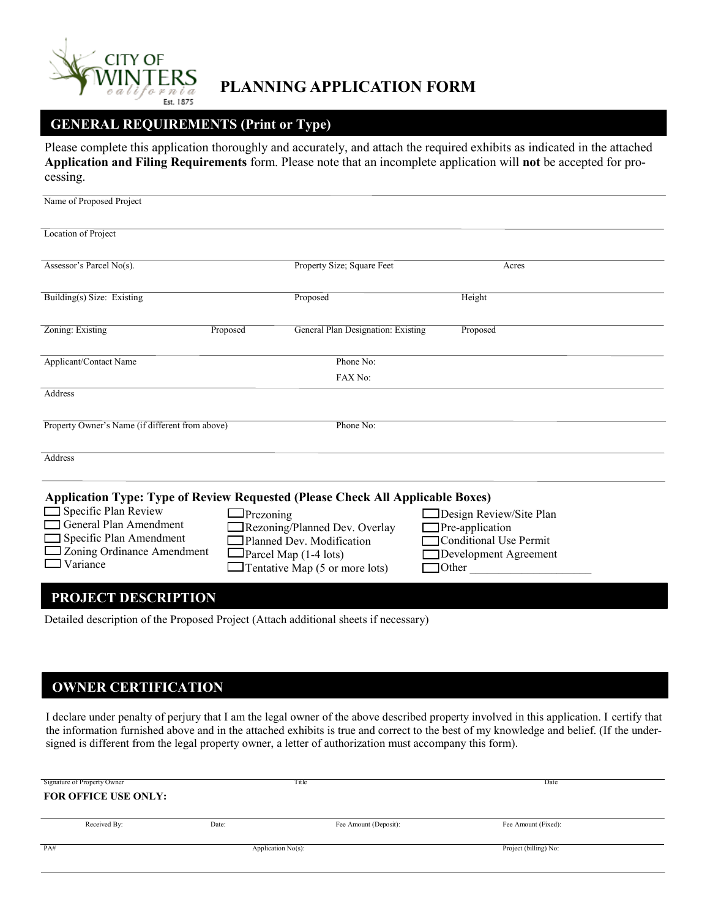CITY OF WINTERS california Est. 1875

# PLANNING APPLICATION FORM

## GENERAL REQUIREMENTS (Print or Type)

Please complete this application thoroughly and accurately, and attach the required exhibits as indicated in the attached **Application and Filing Requirements** form. Please note that an incomplete application will **not** be accepted for processing.

Name of Proposed Project

Location of Project

Assessor's Parcel No(s). | Property Size; Square Feet | Acres

Building(s) Size: Existing | Proposed | Height

Zoning: Existing | Proposed | General Plan Designation: Existing | Proposed

Applicant/Contact Name | Phone No: | FAX No:

Address

Property Owner's Name (if different from above) | Phone No:

Address

### Application Type: Type of Review Requested (Please Check All Applicable Boxes)

- ☐ Specific Plan Review
- ☐ General Plan Amendment
- ☐ Specific Plan Amendment
- ☐ Zoning Ordinance Amendment
- ☐ Variance
- ☐ Prezoning
- ☐ Rezoning/Planned Dev. Overlay
- ☐ Planned Dev. Modification
- ☐ Parcel Map (1-4 lots)
- ☐ Tentative Map (5 or more lots)
- ☐ Design Review/Site Plan
- ☐ Pre-application
- ☐ Conditional Use Permit
- ☐ Development Agreement
- ☐ Other _____________________

## PROJECT DESCRIPTION

Detailed description of the Proposed Project (Attach additional sheets if necessary)

## OWNER CERTIFICATION

I declare under penalty of perjury that I am the legal owner of the above described property involved in this application. I certify that the information furnished above and in the attached exhibits is true and correct to the best of my knowledge and belief. (If the undersigned is different from the legal property owner, a letter of authorization must accompany this form).

Signature of Property Owner | Title | Date

**FOR OFFICE USE ONLY:**

Received By: | Date: | Fee Amount (Deposit): | Fee Amount (Fixed):

PA# | Application No(s): | Project (billing) No: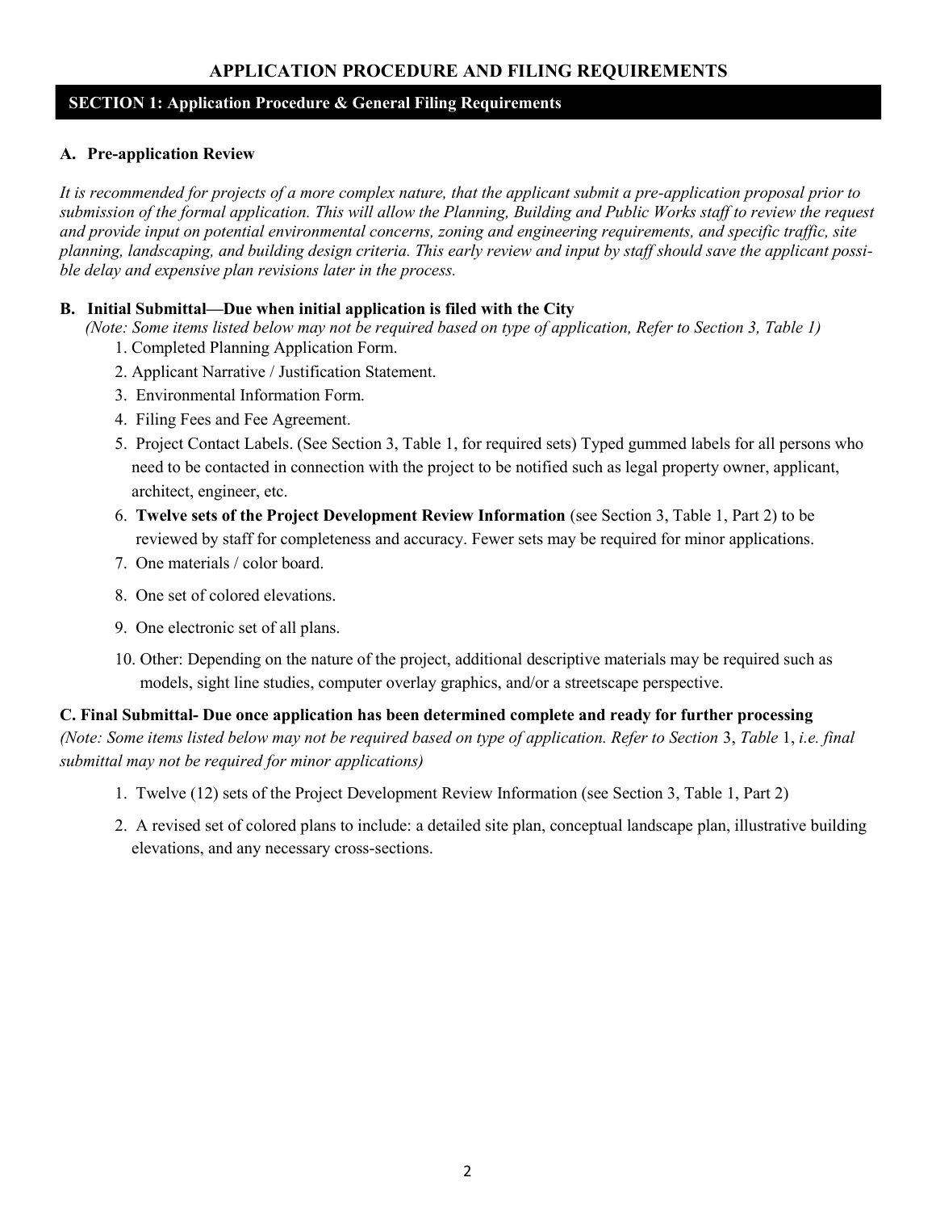# APPLICATION PROCEDURE AND FILING REQUIREMENTS

## SECTION 1: Application Procedure & General Filing Requirements

### A. Pre-application Review

*It is recommended for projects of a more complex nature, that the applicant submit a pre-application proposal prior to submission of the formal application. This will allow the Planning, Building and Public Works staff to review the request and provide input on potential environmental concerns, zoning and engineering requirements, and specific traffic, site planning, landscaping, and building design criteria. This early review and input by staff should save the applicant possible delay and expensive plan revisions later in the process.*

### B. Initial Submittal—Due when initial application is filed with the City

*(Note: Some items listed below may not be required based on type of application, Refer to Section 3, Table 1)*

1. Completed Planning Application Form.
2. Applicant Narrative / Justification Statement.
3. Environmental Information Form.
4. Filing Fees and Fee Agreement.
5. Project Contact Labels. (See Section 3, Table 1, for required sets) Typed gummed labels for all persons who need to be contacted in connection with the project to be notified such as legal property owner, applicant, architect, engineer, etc.
6. **Twelve sets of the Project Development Review Information** (see Section 3, Table 1, Part 2) to be reviewed by staff for completeness and accuracy. Fewer sets may be required for minor applications.
7. One materials / color board.
8. One set of colored elevations.
9. One electronic set of all plans.
10. Other: Depending on the nature of the project, additional descriptive materials may be required such as models, sight line studies, computer overlay graphics, and/or a streetscape perspective.

### C. Final Submittal- Due once application has been determined complete and ready for further processing

*(Note: Some items listed below may not be required based on type of application. Refer to Section* 3, *Table* 1, *i.e. final submittal may not be required for minor applications)*

1. Twelve (12) sets of the Project Development Review Information (see Section 3, Table 1, Part 2)
2. A revised set of colored plans to include: a detailed site plan, conceptual landscape plan, illustrative building elevations, and any necessary cross-sections.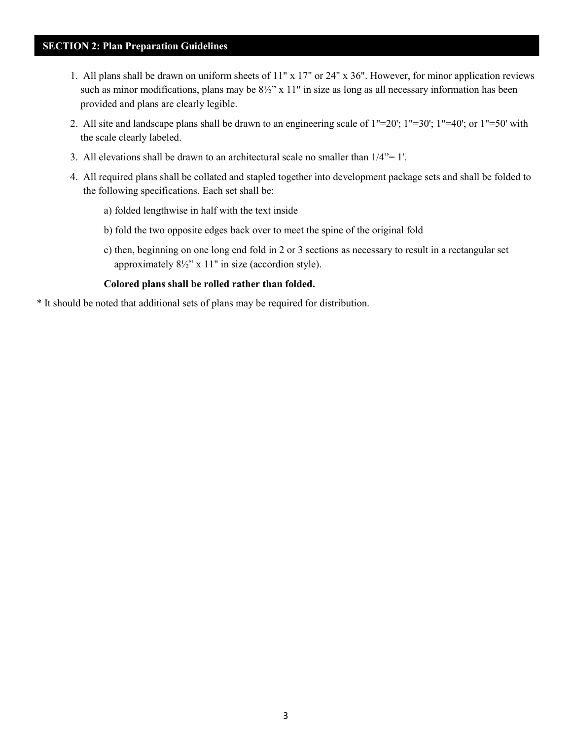## SECTION 2: Plan Preparation Guidelines

1. All plans shall be drawn on uniform sheets of 11" x 17" or 24" x 36". However, for minor application reviews such as minor modifications, plans may be 8½" x 11" in size as long as all necessary information has been provided and plans are clearly legible.
2. All site and landscape plans shall be drawn to an engineering scale of 1"=20'; 1"=30'; 1"=40'; or 1"=50' with the scale clearly labeled.
3. All elevations shall be drawn to an architectural scale no smaller than 1/4"= 1'.
4. All required plans shall be collated and stapled together into development package sets and shall be folded to the following specifications. Each set shall be:

   a) folded lengthwise in half with the text inside

   b) fold the two opposite edges back over to meet the spine of the original fold

   c) then, beginning on one long end fold in 2 or 3 sections as necessary to result in a rectangular set approximately 8½" x 11" in size (accordion style).

   **Colored plans shall be rolled rather than folded.**

* It should be noted that additional sets of plans may be required for distribution.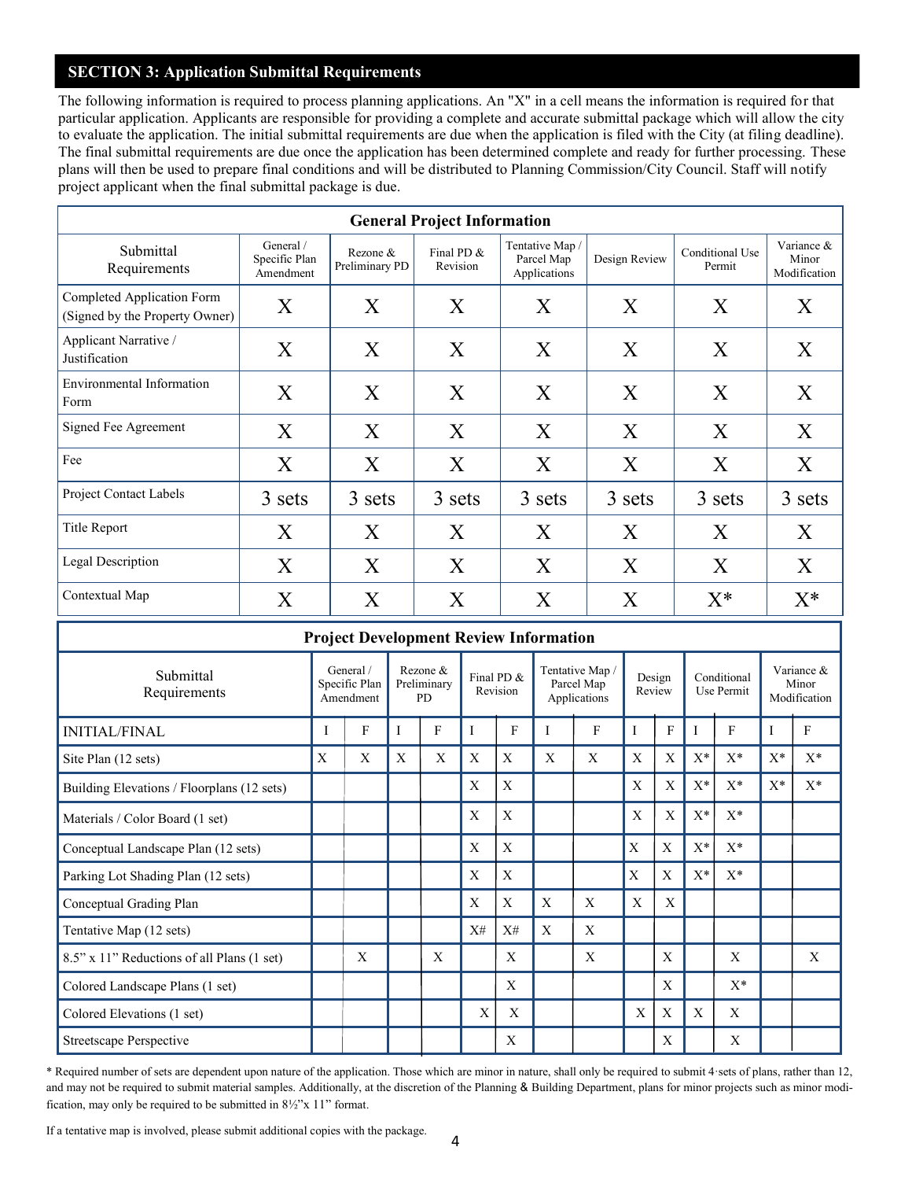## SECTION 3: Application Submittal Requirements

The following information is required to process planning applications. An "X" in a cell means the information is required for that particular application. Applicants are responsible for providing a complete and accurate submittal package which will allow the city to evaluate the application. The initial submittal requirements are due when the application is filed with the City (at filing deadline). The final submittal requirements are due once the application has been determined complete and ready for further processing. These plans will then be used to prepare final conditions and will be distributed to Planning Commission/City Council. Staff will notify project applicant when the final submittal package is due.

**General Project Information**

| Submittal Requirements | General / Specific Plan Amendment | Rezone & Preliminary PD | Final PD & Revision | Tentative Map / Parcel Map Applications | Design Review | Conditional Use Permit | Variance & Minor Modification |
|---|---|---|---|---|---|---|---|
| Completed Application Form (Signed by the Property Owner) | X | X | X | X | X | X | X |
| Applicant Narrative / Justification | X | X | X | X | X | X | X |
| Environmental Information Form | X | X | X | X | X | X | X |
| Signed Fee Agreement | X | X | X | X | X | X | X |
| Fee | X | X | X | X | X | X | X |
| Project Contact Labels | 3 sets | 3 sets | 3 sets | 3 sets | 3 sets | 3 sets | 3 sets |
| Title Report | X | X | X | X | X | X | X |
| Legal Description | X | X | X | X | X | X | X |
| Contextual Map | X | X | X | X | X | X* | X* |

**Project Development Review Information**

| Submittal Requirements | General / Specific Plan Amendment | | Rezone & Preliminary PD | | Final PD & Revision | | Tentative Map / Parcel Map Applications | | Design Review | | Conditional Use Permit | | Variance & Minor Modification | |
|---|---|---|---|---|---|---|---|---|---|---|---|---|---|---|
| INITIAL/FINAL | I | F | I | F | I | F | I | F | I | F | I | F | I | F |
| Site Plan (12 sets) | X | X | X | X | X | X | X | X | X | X | X* | X* | X* | X* |
| Building Elevations / Floorplans (12 sets) | | | | | X | X | | | X | X | X* | X* | X* | X* |
| Materials / Color Board (1 set) | | | | | X | X | | | X | X | X* | X* | | |
| Conceptual Landscape Plan (12 sets) | | | | | X | X | | | X | X | X* | X* | | |
| Parking Lot Shading Plan (12 sets) | | | | | X | X | | | X | X | X* | X* | | |
| Conceptual Grading Plan | | | | | X | X | X | X | X | X | | | | |
| Tentative Map (12 sets) | | | | | X# | X# | X | X | | | | | | |
| 8.5" x 11" Reductions of all Plans (1 set) | | X | | X | | X | | X | | X | | X | | X |
| Colored Landscape Plans (1 set) | | | | | | X | | | | X | | X* | | |
| Colored Elevations (1 set) | | | | | X | X | | | X | X | X | X | | |
| Streetscape Perspective | | | | | | X | | | | X | | X | | |

* Required number of sets are dependent upon nature of the application. Those which are minor in nature, shall only be required to submit 4 sets of plans, rather than 12, and may not be required to submit material samples. Additionally, at the discretion of the Planning & Building Department, plans for minor projects such as minor modification, may only be required to be submitted in 8½"x 11" format.

If a tentative map is involved, please submit additional copies with the package.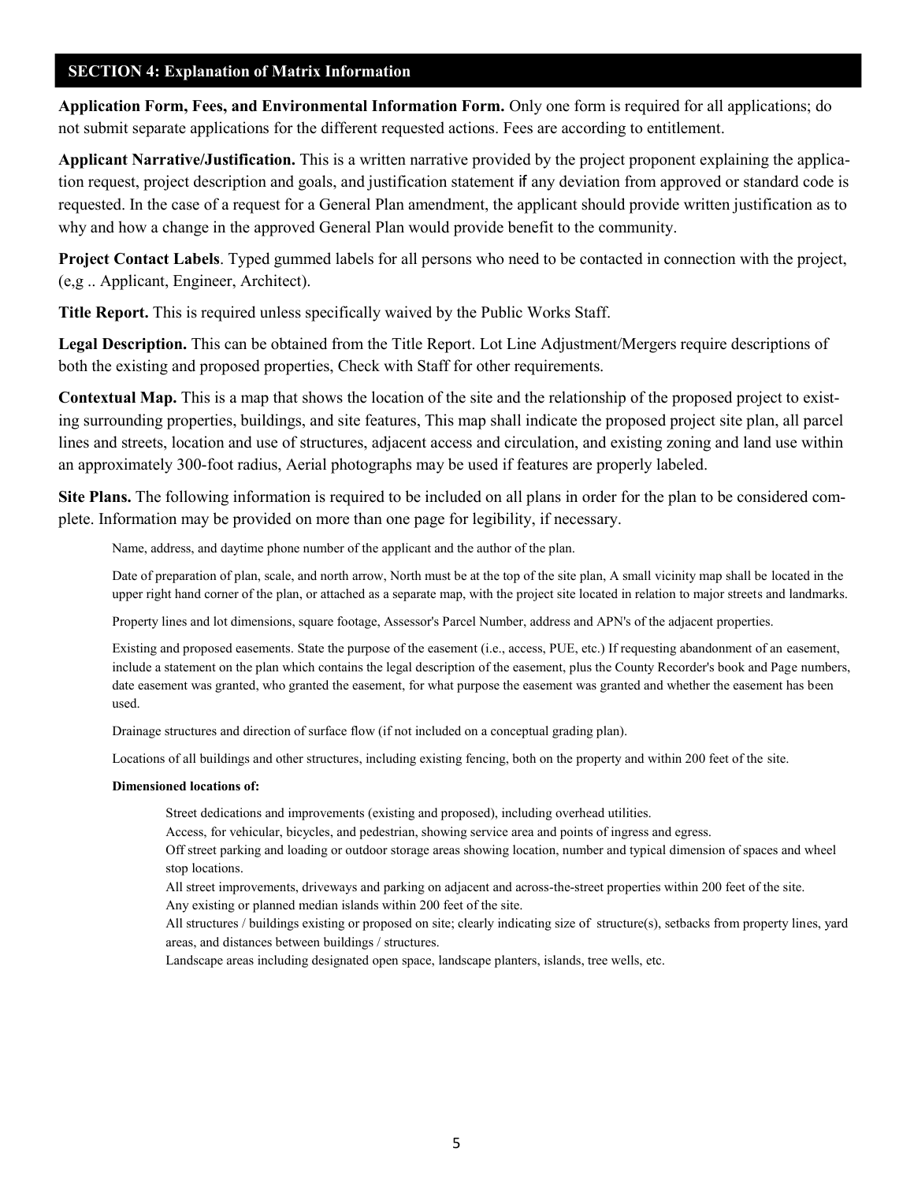## SECTION 4: Explanation of Matrix Information

**Application Form, Fees, and Environmental Information Form.** Only one form is required for all applications; do not submit separate applications for the different requested actions. Fees are according to entitlement.

**Applicant Narrative/Justification.** This is a written narrative provided by the project proponent explaining the application request, project description and goals, and justification statement if any deviation from approved or standard code is requested. In the case of a request for a General Plan amendment, the applicant should provide written justification as to why and how a change in the approved General Plan would provide benefit to the community.

**Project Contact Labels**. Typed gummed labels for all persons who need to be contacted in connection with the project, (e,g .. Applicant, Engineer, Architect).

**Title Report.** This is required unless specifically waived by the Public Works Staff.

**Legal Description.** This can be obtained from the Title Report. Lot Line Adjustment/Mergers require descriptions of both the existing and proposed properties, Check with Staff for other requirements.

**Contextual Map.** This is a map that shows the location of the site and the relationship of the proposed project to existing surrounding properties, buildings, and site features, This map shall indicate the proposed project site plan, all parcel lines and streets, location and use of structures, adjacent access and circulation, and existing zoning and land use within an approximately 300-foot radius, Aerial photographs may be used if features are properly labeled.

**Site Plans.** The following information is required to be included on all plans in order for the plan to be considered complete. Information may be provided on more than one page for legibility, if necessary.

Name, address, and daytime phone number of the applicant and the author of the plan.

Date of preparation of plan, scale, and north arrow, North must be at the top of the site plan, A small vicinity map shall be located in the upper right hand corner of the plan, or attached as a separate map, with the project site located in relation to major streets and landmarks.

Property lines and lot dimensions, square footage, Assessor's Parcel Number, address and APN's of the adjacent properties.

Existing and proposed easements. State the purpose of the easement (i.e., access, PUE, etc.) If requesting abandonment of an easement, include a statement on the plan which contains the legal description of the easement, plus the County Recorder's book and Page numbers, date easement was granted, who granted the easement, for what purpose the easement was granted and whether the easement has been used.

Drainage structures and direction of surface flow (if not included on a conceptual grading plan).

Locations of all buildings and other structures, including existing fencing, both on the property and within 200 feet of the site.

**Dimensioned locations of:**

Street dedications and improvements (existing and proposed), including overhead utilities.

Access, for vehicular, bicycles, and pedestrian, showing service area and points of ingress and egress.

Off street parking and loading or outdoor storage areas showing location, number and typical dimension of spaces and wheel stop locations.

All street improvements, driveways and parking on adjacent and across-the-street properties within 200 feet of the site.

Any existing or planned median islands within 200 feet of the site.

All structures / buildings existing or proposed on site; clearly indicating size of structure(s), setbacks from property lines, yard areas, and distances between buildings / structures.

Landscape areas including designated open space, landscape planters, islands, tree wells, etc.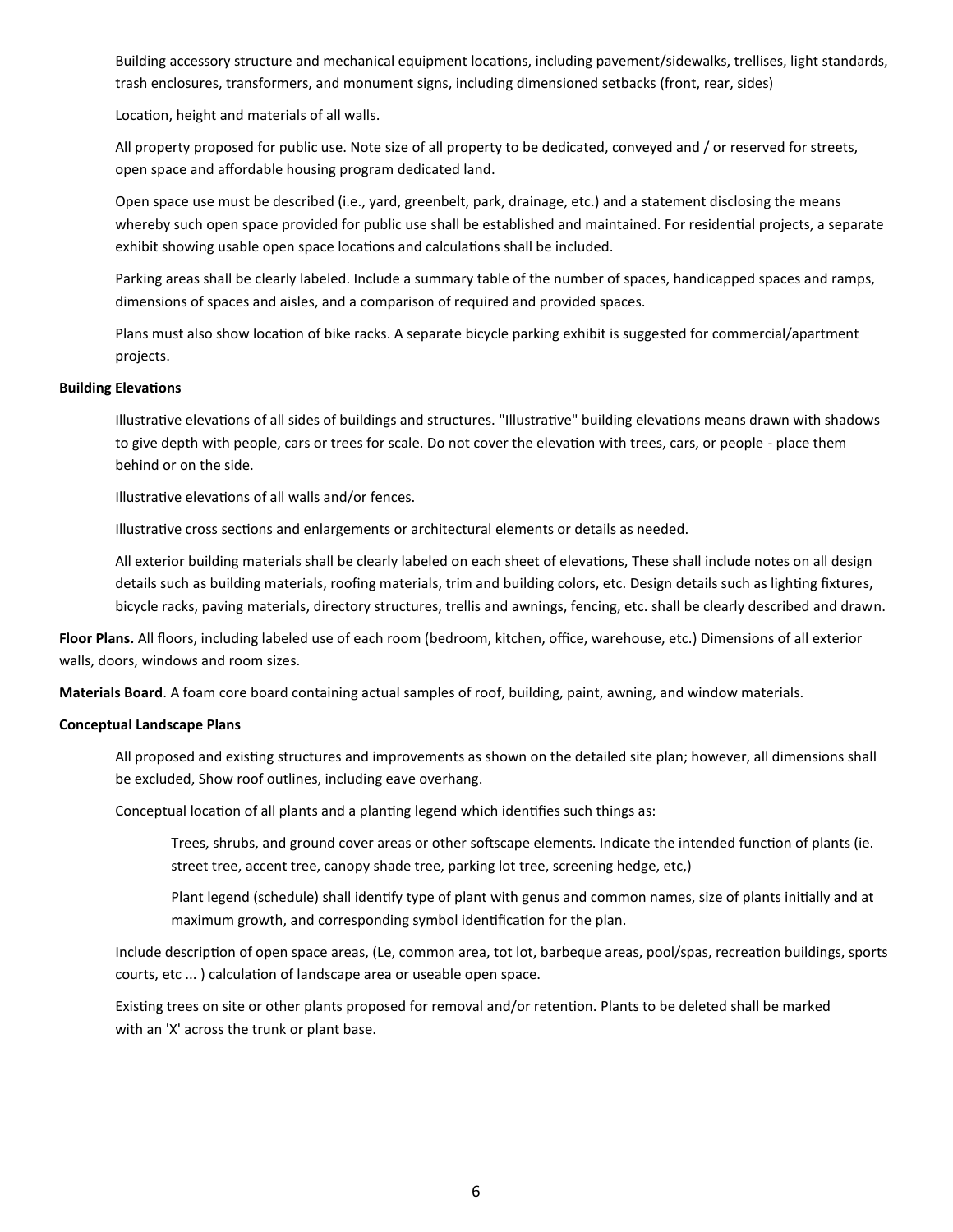Building accessory structure and mechanical equipment locations, including pavement/sidewalks, trellises, light standards, trash enclosures, transformers, and monument signs, including dimensioned setbacks (front, rear, sides)

Location, height and materials of all walls.

All property proposed for public use. Note size of all property to be dedicated, conveyed and / or reserved for streets, open space and affordable housing program dedicated land.

Open space use must be described (i.e., yard, greenbelt, park, drainage, etc.) and a statement disclosing the means whereby such open space provided for public use shall be established and maintained. For residential projects, a separate exhibit showing usable open space locations and calculations shall be included.

Parking areas shall be clearly labeled. Include a summary table of the number of spaces, handicapped spaces and ramps, dimensions of spaces and aisles, and a comparison of required and provided spaces.

Plans must also show location of bike racks. A separate bicycle parking exhibit is suggested for commercial/apartment projects.

**Building Elevations**

Illustrative elevations of all sides of buildings and structures. "Illustrative" building elevations means drawn with shadows to give depth with people, cars or trees for scale. Do not cover the elevation with trees, cars, or people - place them behind or on the side.

Illustrative elevations of all walls and/or fences.

Illustrative cross sections and enlargements or architectural elements or details as needed.

All exterior building materials shall be clearly labeled on each sheet of elevations, These shall include notes on all design details such as building materials, roofing materials, trim and building colors, etc. Design details such as lighting fixtures, bicycle racks, paving materials, directory structures, trellis and awnings, fencing, etc. shall be clearly described and drawn.

**Floor Plans.** All floors, including labeled use of each room (bedroom, kitchen, office, warehouse, etc.) Dimensions of all exterior walls, doors, windows and room sizes.

**Materials Board**. A foam core board containing actual samples of roof, building, paint, awning, and window materials.

**Conceptual Landscape Plans**

All proposed and existing structures and improvements as shown on the detailed site plan; however, all dimensions shall be excluded, Show roof outlines, including eave overhang.

Conceptual location of all plants and a planting legend which identifies such things as:

> Trees, shrubs, and ground cover areas or other softscape elements. Indicate the intended function of plants (ie. street tree, accent tree, canopy shade tree, parking lot tree, screening hedge, etc,)
>
> Plant legend (schedule) shall identify type of plant with genus and common names, size of plants initially and at maximum growth, and corresponding symbol identification for the plan.

Include description of open space areas, (Le, common area, tot lot, barbeque areas, pool/spas, recreation buildings, sports courts, etc ... ) calculation of landscape area or useable open space.

Existing trees on site or other plants proposed for removal and/or retention. Plants to be deleted shall be marked with an 'X' across the trunk or plant base.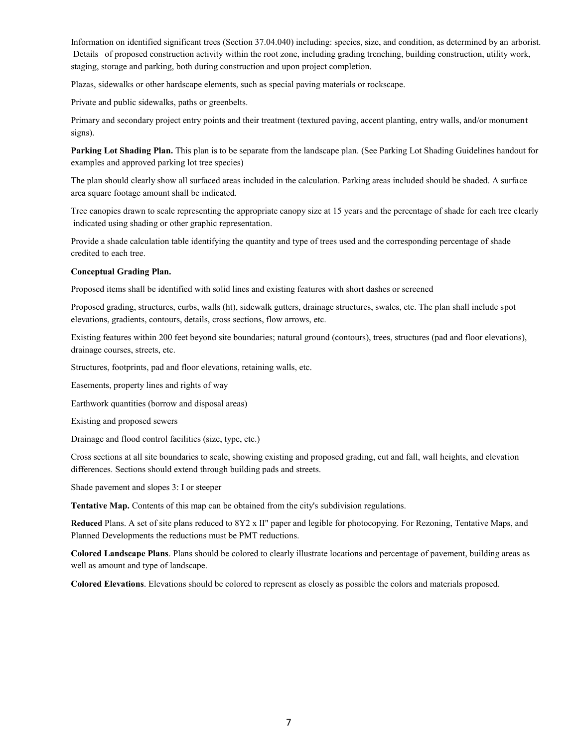Information on identified significant trees (Section 37.04.040) including: species, size, and condition, as determined by an arborist. Details of proposed construction activity within the root zone, including grading trenching, building construction, utility work, staging, storage and parking, both during construction and upon project completion.

Plazas, sidewalks or other hardscape elements, such as special paving materials or rockscape.

Private and public sidewalks, paths or greenbelts.

Primary and secondary project entry points and their treatment (textured paving, accent planting, entry walls, and/or monument signs).

**Parking Lot Shading Plan.** This plan is to be separate from the landscape plan. (See Parking Lot Shading Guidelines handout for examples and approved parking lot tree species)

The plan should clearly show all surfaced areas included in the calculation. Parking areas included should be shaded. A surface area square footage amount shall be indicated.

Tree canopies drawn to scale representing the appropriate canopy size at 15 years and the percentage of shade for each tree clearly indicated using shading or other graphic representation.

Provide a shade calculation table identifying the quantity and type of trees used and the corresponding percentage of shade credited to each tree.

**Conceptual Grading Plan.**

Proposed items shall be identified with solid lines and existing features with short dashes or screened

Proposed grading, structures, curbs, walls (ht), sidewalk gutters, drainage structures, swales, etc. The plan shall include spot elevations, gradients, contours, details, cross sections, flow arrows, etc.

Existing features within 200 feet beyond site boundaries; natural ground (contours), trees, structures (pad and floor elevations), drainage courses, streets, etc.

Structures, footprints, pad and floor elevations, retaining walls, etc.

Easements, property lines and rights of way

Earthwork quantities (borrow and disposal areas)

Existing and proposed sewers

Drainage and flood control facilities (size, type, etc.)

Cross sections at all site boundaries to scale, showing existing and proposed grading, cut and fall, wall heights, and elevation differences. Sections should extend through building pads and streets.

Shade pavement and slopes 3: I or steeper

**Tentative Map.** Contents of this map can be obtained from the city's subdivision regulations.

**Reduced** Plans. A set of site plans reduced to 8Y2 x II" paper and legible for photocopying. For Rezoning, Tentative Maps, and Planned Developments the reductions must be PMT reductions.

**Colored Landscape Plans**. Plans should be colored to clearly illustrate locations and percentage of pavement, building areas as well as amount and type of landscape.

**Colored Elevations**. Elevations should be colored to represent as closely as possible the colors and materials proposed.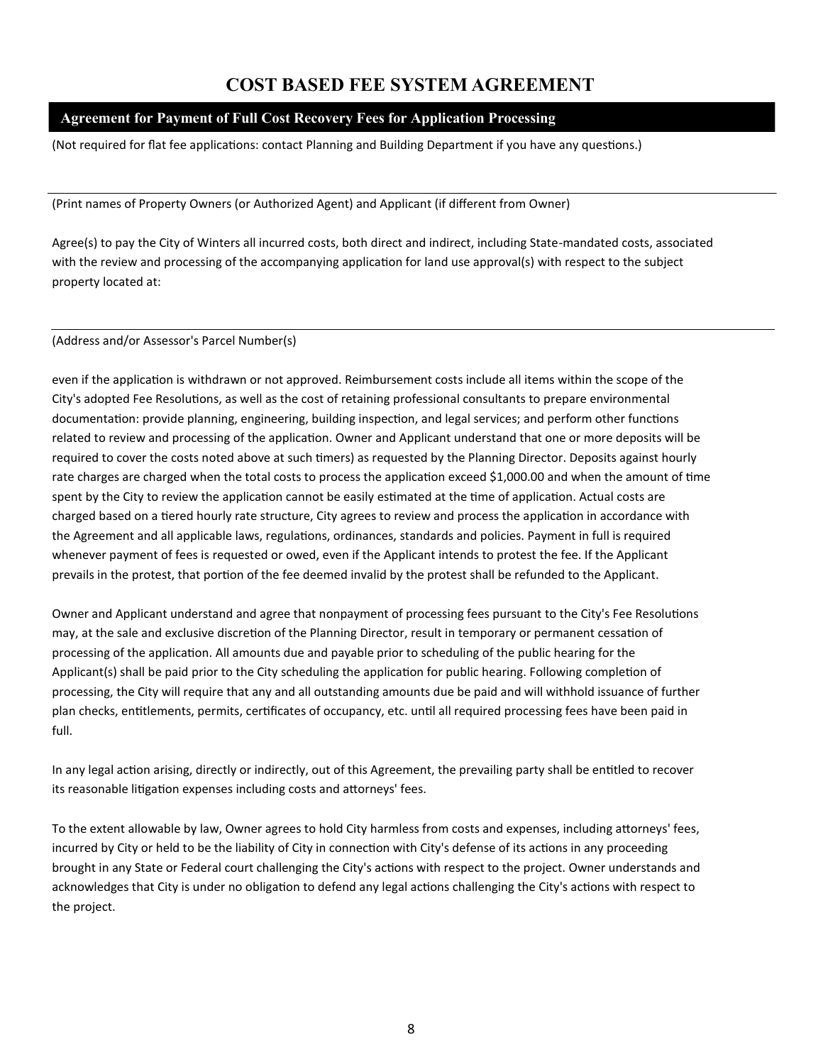# COST BASED FEE SYSTEM AGREEMENT

## Agreement for Payment of Full Cost Recovery Fees for Application Processing

(Not required for flat fee applications: contact Planning and Building Department if you have any questions.)

---

(Print names of Property Owners (or Authorized Agent) and Applicant (if different from Owner)

Agree(s) to pay the City of Winters all incurred costs, both direct and indirect, including State-mandated costs, associated with the review and processing of the accompanying application for land use approval(s) with respect to the subject property located at:

---

(Address and/or Assessor's Parcel Number(s)

even if the application is withdrawn or not approved. Reimbursement costs include all items within the scope of the City's adopted Fee Resolutions, as well as the cost of retaining professional consultants to prepare environmental documentation: provide planning, engineering, building inspection, and legal services; and perform other functions related to review and processing of the application. Owner and Applicant understand that one or more deposits will be required to cover the costs noted above at such timers) as requested by the Planning Director. Deposits against hourly rate charges are charged when the total costs to process the application exceed $1,000.00 and when the amount of time spent by the City to review the application cannot be easily estimated at the time of application. Actual costs are charged based on a tiered hourly rate structure, City agrees to review and process the application in accordance with the Agreement and all applicable laws, regulations, ordinances, standards and policies. Payment in full is required whenever payment of fees is requested or owed, even if the Applicant intends to protest the fee. If the Applicant prevails in the protest, that portion of the fee deemed invalid by the protest shall be refunded to the Applicant.

Owner and Applicant understand and agree that nonpayment of processing fees pursuant to the City's Fee Resolutions may, at the sale and exclusive discretion of the Planning Director, result in temporary or permanent cessation of processing of the application. All amounts due and payable prior to scheduling of the public hearing for the Applicant(s) shall be paid prior to the City scheduling the application for public hearing. Following completion of processing, the City will require that any and all outstanding amounts due be paid and will withhold issuance of further plan checks, entitlements, permits, certificates of occupancy, etc. until all required processing fees have been paid in full.

In any legal action arising, directly or indirectly, out of this Agreement, the prevailing party shall be entitled to recover its reasonable litigation expenses including costs and attorneys' fees.

To the extent allowable by law, Owner agrees to hold City harmless from costs and expenses, including attorneys' fees, incurred by City or held to be the liability of City in connection with City's defense of its actions in any proceeding brought in any State or Federal court challenging the City's actions with respect to the project. Owner understands and acknowledges that City is under no obligation to defend any legal actions challenging the City's actions with respect to the project.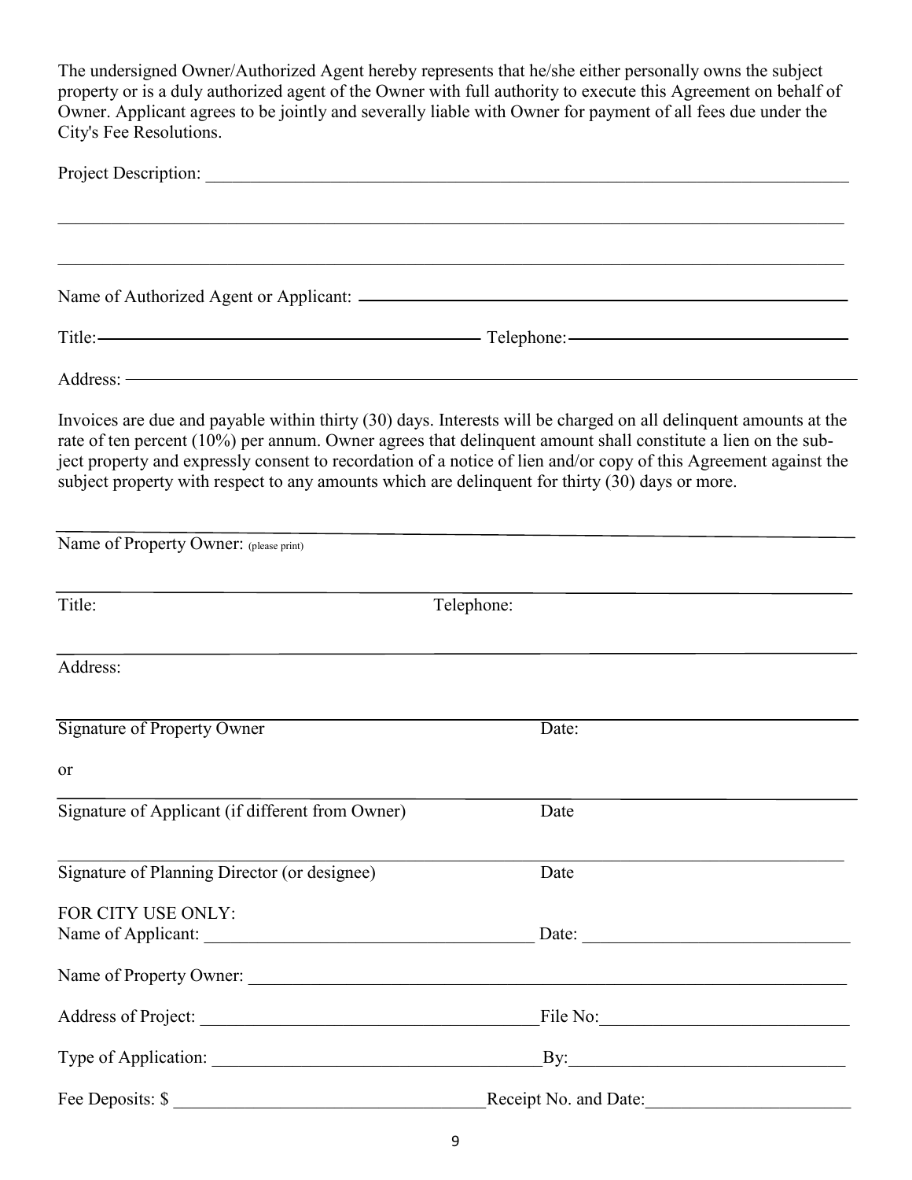The undersigned Owner/Authorized Agent hereby represents that he/she either personally owns the subject property or is a duly authorized agent of the Owner with full authority to execute this Agreement on behalf of Owner. Applicant agrees to be jointly and severally liable with Owner for payment of all fees due under the City's Fee Resolutions.

Project Description: ______________________________________________________________________________

______________________________________________________________________________________________

______________________________________________________________________________________________

Name of Authorized Agent or Applicant: ______________________________________________________

Title: ______________________________________ Telephone: ______________________________

Address: _____________________________________________________________________________________

Invoices are due and payable within thirty (30) days. Interests will be charged on all delinquent amounts at the rate of ten percent (10%) per annum. Owner agrees that delinquent amount shall constitute a lien on the subject property and expressly consent to recordation of a notice of lien and/or copy of this Agreement against the subject property with respect to any amounts which are delinquent for thirty (30) days or more.

______________________________________________________________________________________________

Name of Property Owner: (please print)

______________________________________________________________________________________________

Title: Telephone:

______________________________________________________________________________________________

Address:

______________________________________________________________________________________________

Signature of Property Owner Date:

or

______________________________________________________________________________________________

Signature of Applicant (if different from Owner) Date

______________________________________________________________________________________________

Signature of Planning Director (or designee) Date

FOR CITY USE ONLY:

Name of Applicant: ______________________________________ Date: ______________________________

Name of Property Owner: ______________________________________________________________________

Address of Project: ______________________________________ File No: ____________________________

Type of Application: ______________________________________ By: ________________________________

Fee Deposits: $ ______________________________________ Receipt No. and Date: ______________________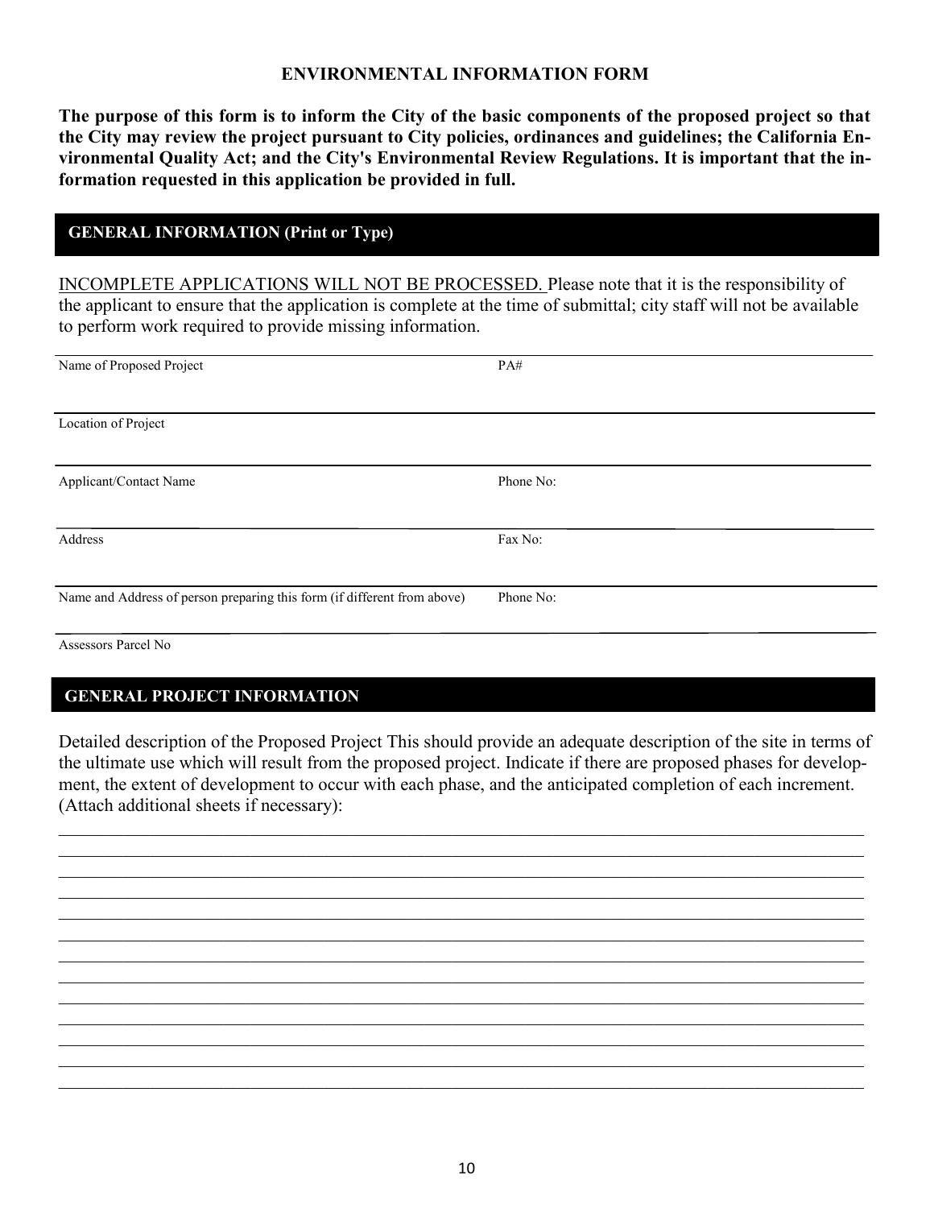# ENVIRONMENTAL INFORMATION FORM

**The purpose of this form is to inform the City of the basic components of the proposed project so that the City may review the project pursuant to City policies, ordinances and guidelines; the California Environmental Quality Act; and the City's Environmental Review Regulations. It is important that the information requested in this application be provided in full.**

## GENERAL INFORMATION (Print or Type)

<u>INCOMPLETE APPLICATIONS WILL NOT BE PROCESSED.</u> Please note that it is the responsibility of the applicant to ensure that the application is complete at the time of submittal; city staff will not be available to perform work required to provide missing information.

| | |
|---|---|
| Name of Proposed Project | PA# |
| Location of Project | |
| Applicant/Contact Name | Phone No: |
| Address | Fax No: |
| Name and Address of person preparing this form (if different from above) | Phone No: |
| Assessors Parcel No | |

## GENERAL PROJECT INFORMATION

Detailed description of the Proposed Project This should provide an adequate description of the site in terms of the ultimate use which will result from the proposed project. Indicate if there are proposed phases for development, the extent of development to occur with each phase, and the anticipated completion of each increment. (Attach additional sheets if necessary):

______________________________________________________________________________

______________________________________________________________________________

______________________________________________________________________________

______________________________________________________________________________

______________________________________________________________________________

______________________________________________________________________________

______________________________________________________________________________

______________________________________________________________________________

______________________________________________________________________________

______________________________________________________________________________

______________________________________________________________________________

______________________________________________________________________________

______________________________________________________________________________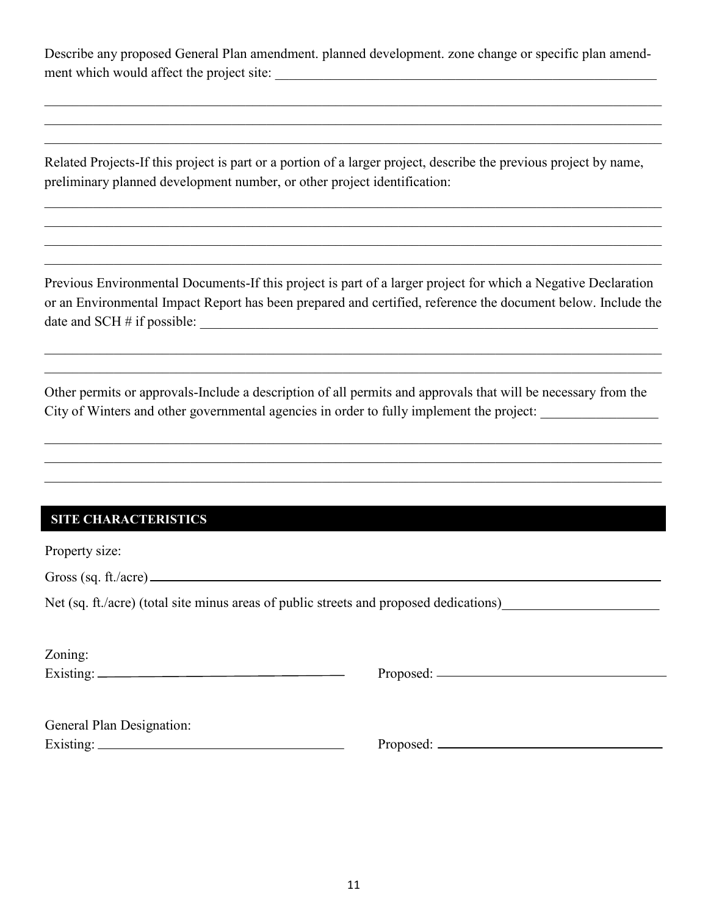Describe any proposed General Plan amendment. planned development. zone change or specific plan amendment which would affect the project site: ____________________________________________

________________________________________________________________________________

________________________________________________________________________________

________________________________________________________________________________

Related Projects-If this project is part or a portion of a larger project, describe the previous project by name, preliminary planned development number, or other project identification:

________________________________________________________________________________

________________________________________________________________________________

________________________________________________________________________________

________________________________________________________________________________

Previous Environmental Documents-If this project is part of a larger project for which a Negative Declaration or an Environmental Impact Report has been prepared and certified, reference the document below. Include the date and SCH # if possible: ____________________________________________

________________________________________________________________________________

________________________________________________________________________________

Other permits or approvals-Include a description of all permits and approvals that will be necessary from the City of Winters and other governmental agencies in order to fully implement the project: ________________

________________________________________________________________________________

________________________________________________________________________________

________________________________________________________________________________

## SITE CHARACTERISTICS

Property size:

Gross (sq. ft./acre) ____________________________________________

Net (sq. ft./acre) (total site minus areas of public streets and proposed dedications) ______________________

Zoning:

Existing: ______________________ Proposed: ______________________

General Plan Designation:

Existing: ______________________ Proposed: ______________________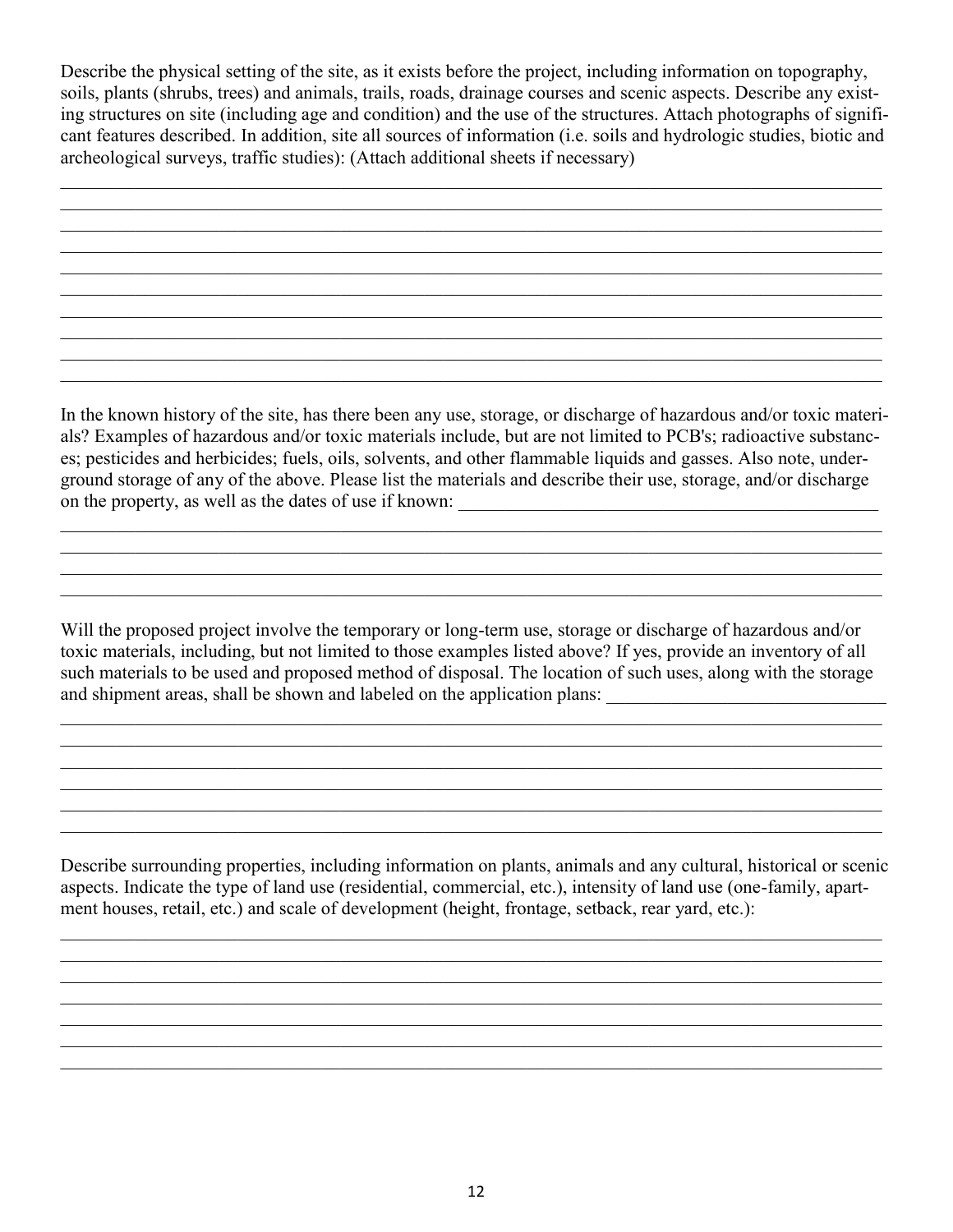Describe the physical setting of the site, as it exists before the project, including information on topography, soils, plants (shrubs, trees) and animals, trails, roads, drainage courses and scenic aspects. Describe any existing structures on site (including age and condition) and the use of the structures. Attach photographs of significant features described. In addition, site all sources of information (i.e. soils and hydrologic studies, biotic and archeological surveys, traffic studies): (Attach additional sheets if necessary)

______________________________________________________________________________________
______________________________________________________________________________________
______________________________________________________________________________________
______________________________________________________________________________________
______________________________________________________________________________________
______________________________________________________________________________________
______________________________________________________________________________________
______________________________________________________________________________________
______________________________________________________________________________________
______________________________________________________________________________________

In the known history of the site, has there been any use, storage, or discharge of hazardous and/or toxic materials? Examples of hazardous and/or toxic materials include, but are not limited to PCB's; radioactive substances; pesticides and herbicides; fuels, oils, solvents, and other flammable liquids and gasses. Also note, underground storage of any of the above. Please list the materials and describe their use, storage, and/or discharge on the property, as well as the dates of use if known: ______________________________________

______________________________________________________________________________________
______________________________________________________________________________________
______________________________________________________________________________________
______________________________________________________________________________________

Will the proposed project involve the temporary or long-term use, storage or discharge of hazardous and/or toxic materials, including, but not limited to those examples listed above? If yes, provide an inventory of all such materials to be used and proposed method of disposal. The location of such uses, along with the storage and shipment areas, shall be shown and labeled on the application plans: ______________________________

______________________________________________________________________________________
______________________________________________________________________________________
______________________________________________________________________________________
______________________________________________________________________________________
______________________________________________________________________________________
______________________________________________________________________________________

Describe surrounding properties, including information on plants, animals and any cultural, historical or scenic aspects. Indicate the type of land use (residential, commercial, etc.), intensity of land use (one-family, apartment houses, retail, etc.) and scale of development (height, frontage, setback, rear yard, etc.):

______________________________________________________________________________________
______________________________________________________________________________________
______________________________________________________________________________________
______________________________________________________________________________________
______________________________________________________________________________________
______________________________________________________________________________________
______________________________________________________________________________________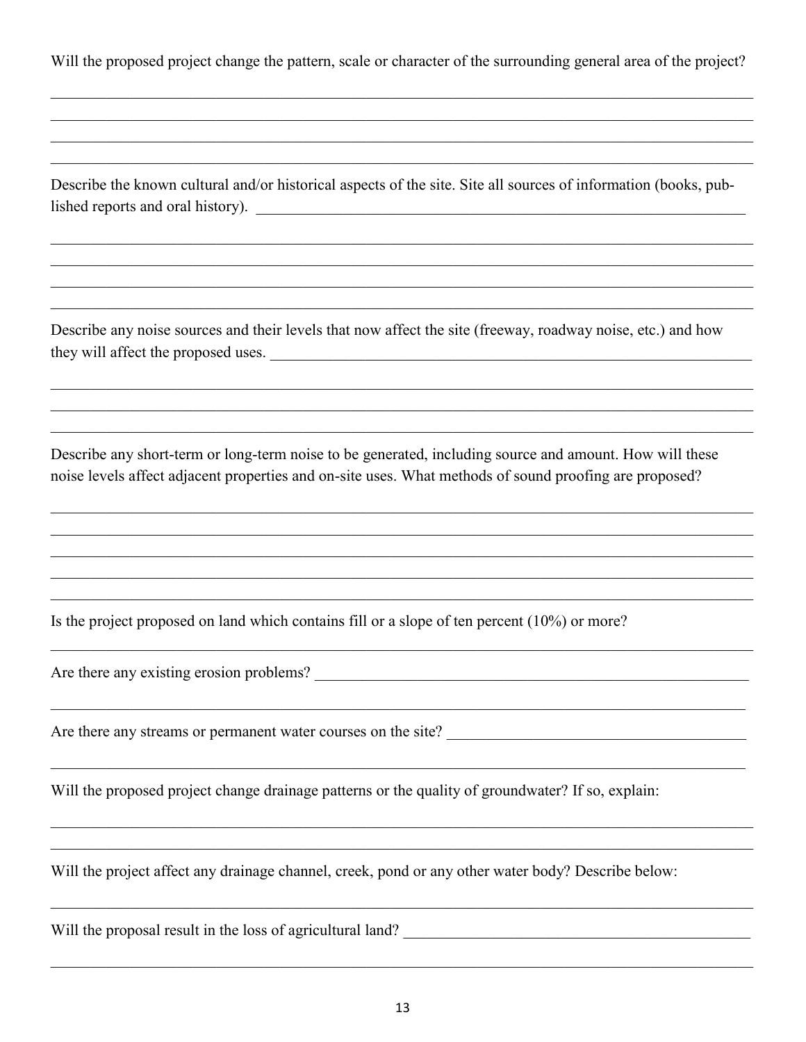Will the proposed project change the pattern, scale or character of the surrounding general area of the project?

Describe the known cultural and/or historical aspects of the site. Site all sources of information (books, published reports and oral history).

Describe any noise sources and their levels that now affect the site (freeway, roadway noise, etc.) and how they will affect the proposed uses.

Describe any short-term or long-term noise to be generated, including source and amount. How will these noise levels affect adjacent properties and on-site uses. What methods of sound proofing are proposed?

Is the project proposed on land which contains fill or a slope of ten percent (10%) or more?

Are there any existing erosion problems?

Are there any streams or permanent water courses on the site?

Will the proposed project change drainage patterns or the quality of groundwater? If so, explain:

Will the project affect any drainage channel, creek, pond or any other water body? Describe below:

Will the proposal result in the loss of agricultural land?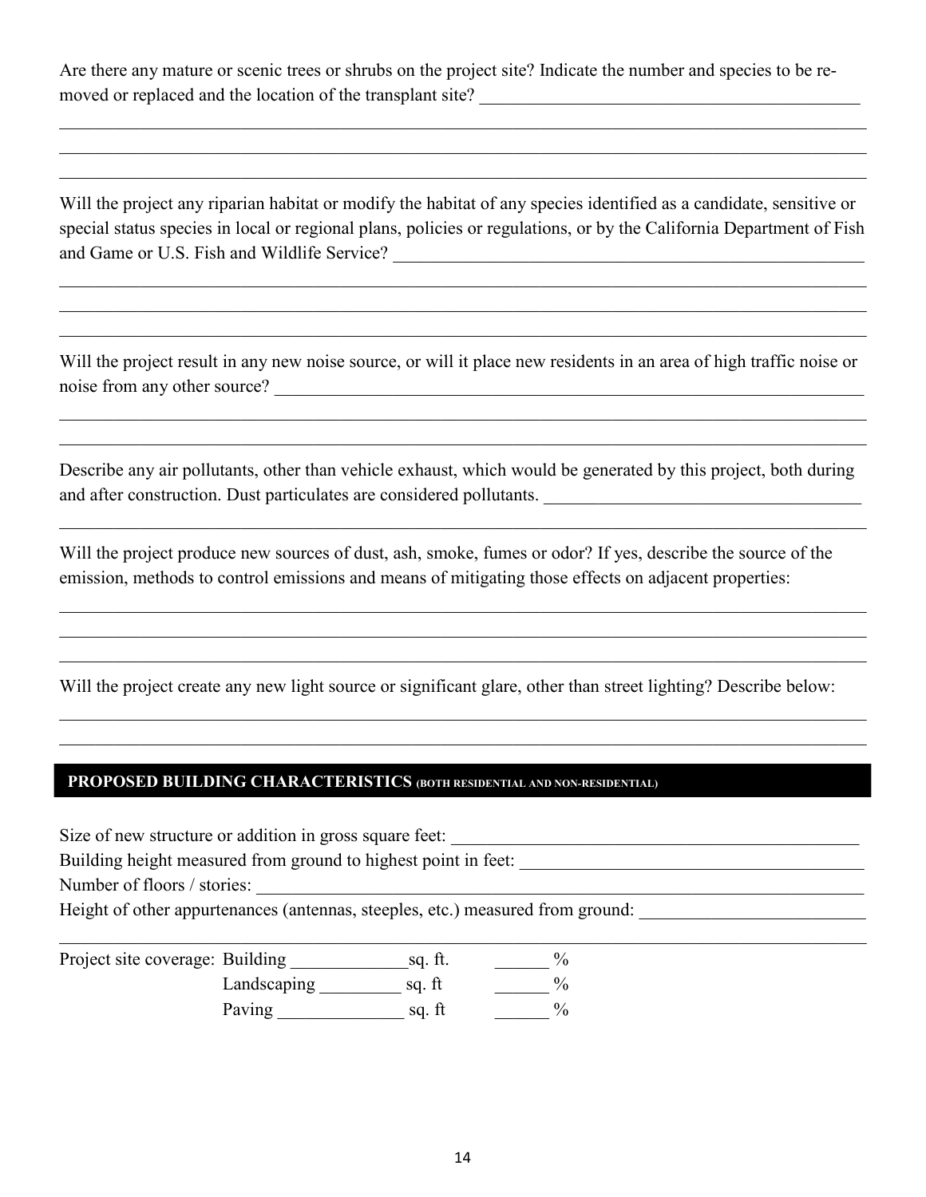Are there any mature or scenic trees or shrubs on the project site? Indicate the number and species to be removed or replaced and the location of the transplant site? ____________________________________________

______________________________________________________________________________________________

______________________________________________________________________________________________

______________________________________________________________________________________________

Will the project any riparian habitat or modify the habitat of any species identified as a candidate, sensitive or special status species in local or regional plans, policies or regulations, or by the California Department of Fish and Game or U.S. Fish and Wildlife Service? _______________________________________________________

______________________________________________________________________________________________

______________________________________________________________________________________________

______________________________________________________________________________________________

Will the project result in any new noise source, or will it place new residents in an area of high traffic noise or noise from any other source? ______________________________________________________________________

______________________________________________________________________________________________

______________________________________________________________________________________________

Describe any air pollutants, other than vehicle exhaust, which would be generated by this project, both during and after construction. Dust particulates are considered pollutants. ____________________________________

______________________________________________________________________________________________

Will the project produce new sources of dust, ash, smoke, fumes or odor? If yes, describe the source of the emission, methods to control emissions and means of mitigating those effects on adjacent properties:

______________________________________________________________________________________________

______________________________________________________________________________________________

______________________________________________________________________________________________

Will the project create any new light source or significant glare, other than street lighting? Describe below:

______________________________________________________________________________________________

______________________________________________________________________________________________

## PROPOSED BUILDING CHARACTERISTICS (BOTH RESIDENTIAL AND NON-RESIDENTIAL)

Size of new structure or addition in gross square feet: ______________________________________________

Building height measured from ground to highest point in feet: ______________________________________

Number of floors / stories: ___________________________________________________________________

Height of other appurtenances (antennas, steeples, etc.) measured from ground: _________________________

______________________________________________________________________________________________

Project site coverage: Building _____________sq. ft. ______ %

Landscaping _________ sq. ft ______ %

Paving ______________ sq. ft ______ %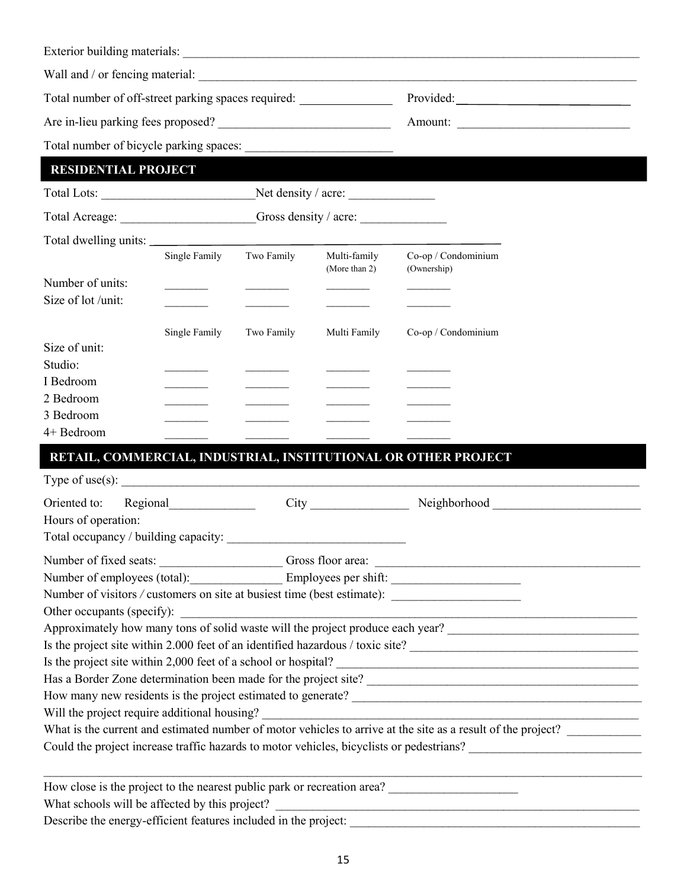Exterior building materials: ___________________________________________

Wall and / or fencing material: ___________________________________________

Total number of off-street parking spaces required: _______________ Provided: _______________

Are in-lieu parking fees proposed? _______________ Amount: _______________

Total number of bicycle parking spaces: _______________

## RESIDENTIAL PROJECT

Total Lots: _______________ Net density / acre: _______________

Total Acreage: _______________ Gross density / acre: _______________

Total dwelling units: _______________

| | Single Family | Two Family | Multi-family (More than 2) | Co-op / Condominium (Ownership) |
|---|---|---|---|---|
| Number of units: | _______ | _______ | _______ | _______ |
| Size of lot /unit: | _______ | _______ | _______ | _______ |

| | Single Family | Two Family | Multi Family | Co-op / Condominium |
|---|---|---|---|---|
| Size of unit: | | | | |
| Studio: | _______ | _______ | _______ | _______ |
| I Bedroom | _______ | _______ | _______ | _______ |
| 2 Bedroom | _______ | _______ | _______ | _______ |
| 3 Bedroom | _______ | _______ | _______ | _______ |
| 4+ Bedroom | _______ | _______ | _______ | _______ |

## RETAIL, COMMERCIAL, INDUSTRIAL, INSTITUTIONAL OR OTHER PROJECT

Type of use(s): ___________________________________________

Oriented to: Regional_______________ City _______________ Neighborhood _______________

Hours of operation:

Total occupancy / building capacity: _______________

Number of fixed seats: _______________ Gross floor area: _______________

Number of employees (total):_______________ Employees per shift: _______________

Number of visitors / customers on site at busiest time (best estimate): _______________

Other occupants (specify): _______________

Approximately how many tons of solid waste will the project produce each year? _______________

Is the project site within 2.000 feet of an identified hazardous / toxic site? _______________

Is the project site within 2,000 feet of a school or hospital? _______________

Has a Border Zone determination been made for the project site? _______________

How many new residents is the project estimated to generate? _______________

Will the project require additional housing? _______________

What is the current and estimated number of motor vehicles to arrive at the site as a result of the project? _______________

Could the project increase traffic hazards to motor vehicles, bicyclists or pedestrians? _______________

___________________________________________

How close is the project to the nearest public park or recreation area? _______________

What schools will be affected by this project? _______________

Describe the energy-efficient features included in the project: _______________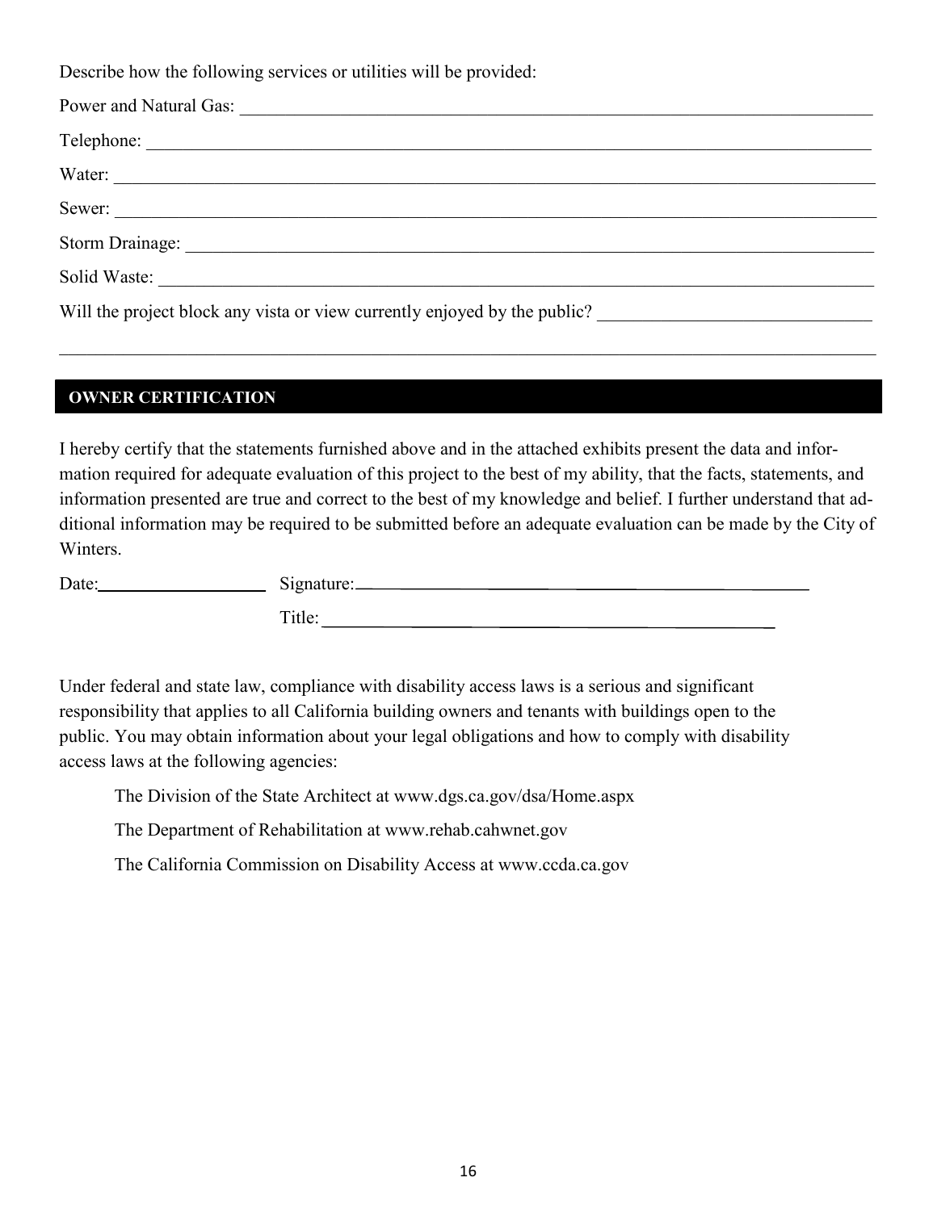Describe how the following services or utilities will be provided:

Power and Natural Gas: ___________________________________________________________________________

Telephone: ___________________________________________________________________________________

Water: ______________________________________________________________________________________

Sewer: ______________________________________________________________________________________

Storm Drainage: ______________________________________________________________________________

Solid Waste: _________________________________________________________________________________

Will the project block any vista or view currently enjoyed by the public? ______________________________

_____________________________________________________________________________________________

## OWNER CERTIFICATION

I hereby certify that the statements furnished above and in the attached exhibits present the data and information required for adequate evaluation of this project to the best of my ability, that the facts, statements, and information presented are true and correct to the best of my knowledge and belief. I further understand that additional information may be required to be submitted before an adequate evaluation can be made by the City of Winters.

Date: ____________________ Signature: ________________________________________________

Title: ________________________________________________

Under federal and state law, compliance with disability access laws is a serious and significant responsibility that applies to all California building owners and tenants with buildings open to the public. You may obtain information about your legal obligations and how to comply with disability access laws at the following agencies:

The Division of the State Architect at www.dgs.ca.gov/dsa/Home.aspx

The Department of Rehabilitation at www.rehab.cahwnet.gov

The California Commission on Disability Access at www.ccda.ca.gov